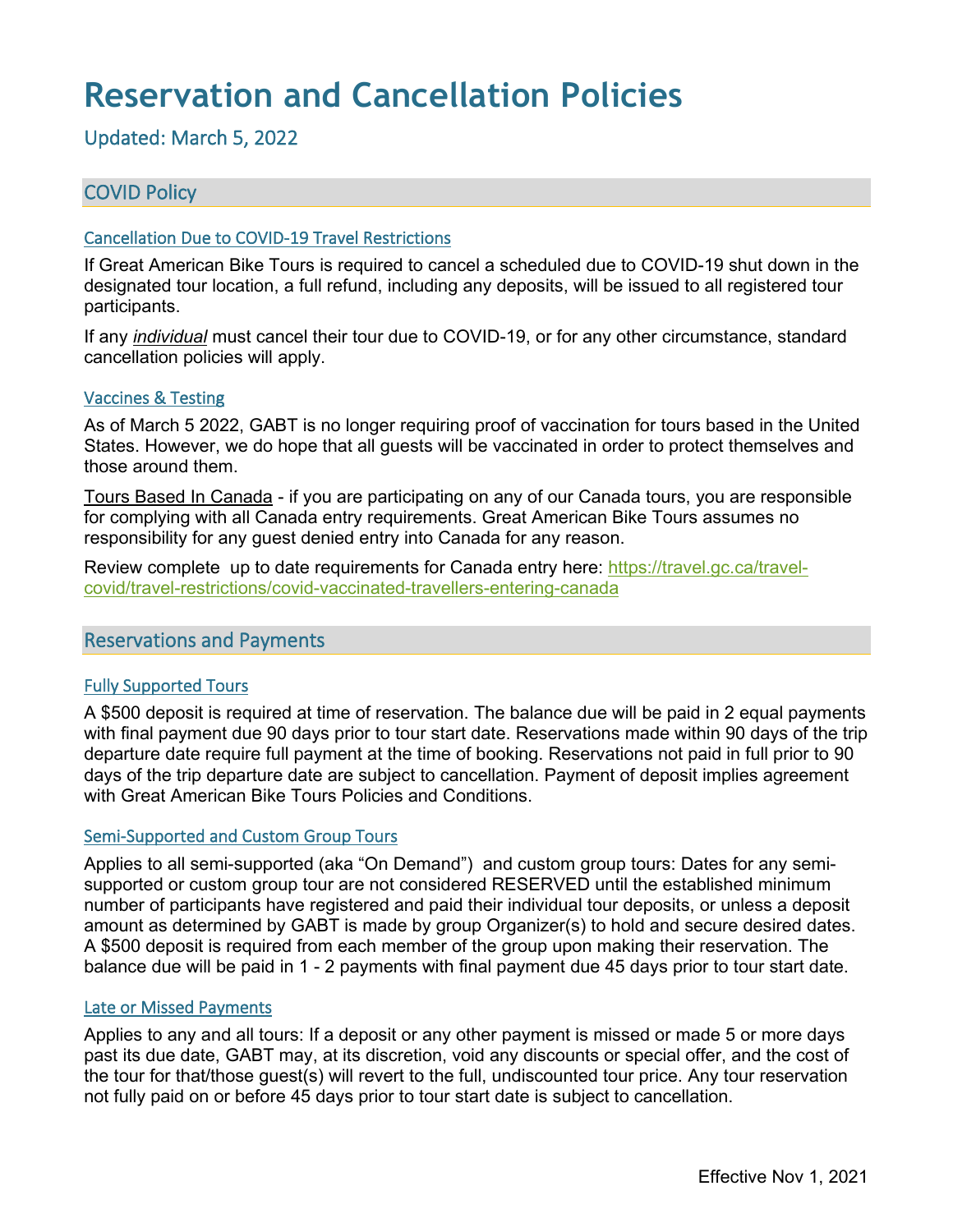# Reservation and Cancellation Policies

Updated: March 5, 2022

## COVID Policy

### Cancellation Due to COVID-19 Travel Restrictions

If Great American Bike Tours is required to cancel a scheduled due to COVID-19 shut down in the designated tour location, a full refund, including any deposits, will be issued to all registered tour participants.

If any ***individual*** must cancel their tour due to COVID-19, or for any other circumstance, standard cancellation policies will apply.

### Vaccines & Testing

As of March 5 2022, GABT is no longer requiring proof of vaccination for tours based in the United States. However, we do hope that all guests will be vaccinated in order to protect themselves and those around them.

Tours Based In Canada - if you are participating on any of our Canada tours, you are responsible for complying with all Canada entry requirements. Great American Bike Tours assumes no responsibility for any guest denied entry into Canada for any reason.

Review complete up to date requirements for Canada entry here: https://travel.gc.ca/travel-covid/travel-restrictions/covid-vaccinated-travellers-entering-canada

## Reservations and Payments

### Fully Supported Tours

A $500 deposit is required at time of reservation. The balance due will be paid in 2 equal payments with final payment due 90 days prior to tour start date. Reservations made within 90 days of the trip departure date require full payment at the time of booking. Reservations not paid in full prior to 90 days of the trip departure date are subject to cancellation. Payment of deposit implies agreement with Great American Bike Tours Policies and Conditions.

### Semi-Supported and Custom Group Tours

Applies to all semi-supported (aka "On Demand") and custom group tours: Dates for any semi-supported or custom group tour are not considered RESERVED until the established minimum number of participants have registered and paid their individual tour deposits, or unless a deposit amount as determined by GABT is made by group Organizer(s) to hold and secure desired dates. A $500 deposit is required from each member of the group upon making their reservation. The balance due will be paid in 1 - 2 payments with final payment due 45 days prior to tour start date.

### Late or Missed Payments

Applies to any and all tours: If a deposit or any other payment is missed or made 5 or more days past its due date, GABT may, at its discretion, void any discounts or special offer, and the cost of the tour for that/those guest(s) will revert to the full, undiscounted tour price. Any tour reservation not fully paid on or before 45 days prior to tour start date is subject to cancellation.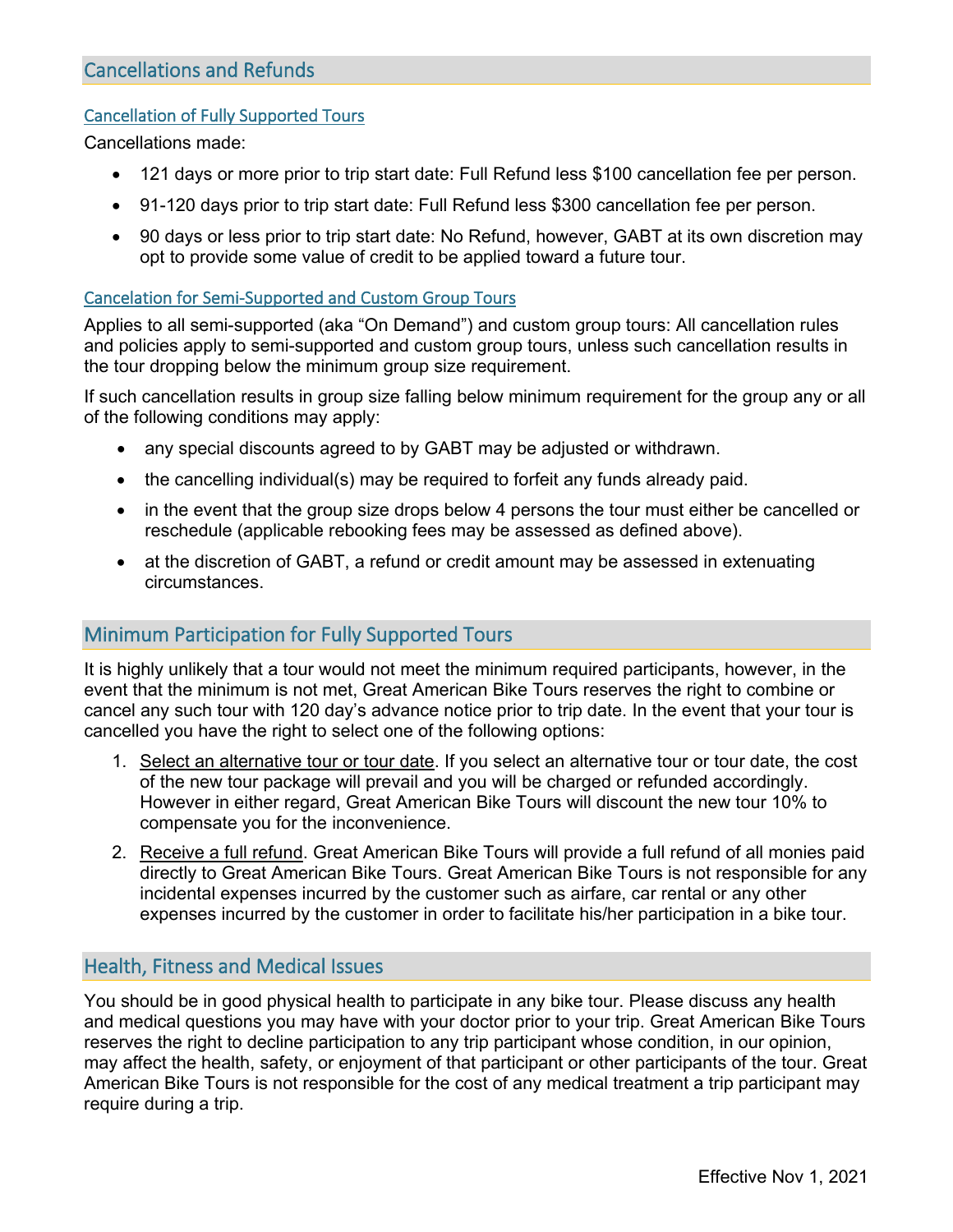## Cancellations and Refunds

### Cancellation of Fully Supported Tours

Cancellations made:

- 121 days or more prior to trip start date: Full Refund less $100 cancellation fee per person.
- 91-120 days prior to trip start date: Full Refund less $300 cancellation fee per person.
- 90 days or less prior to trip start date: No Refund, however, GABT at its own discretion may opt to provide some value of credit to be applied toward a future tour.

### Cancelation for Semi-Supported and Custom Group Tours

Applies to all semi-supported (aka "On Demand") and custom group tours: All cancellation rules and policies apply to semi-supported and custom group tours, unless such cancellation results in the tour dropping below the minimum group size requirement.

If such cancellation results in group size falling below minimum requirement for the group any or all of the following conditions may apply:

- any special discounts agreed to by GABT may be adjusted or withdrawn.
- the cancelling individual(s) may be required to forfeit any funds already paid.
- in the event that the group size drops below 4 persons the tour must either be cancelled or reschedule (applicable rebooking fees may be assessed as defined above).
- at the discretion of GABT, a refund or credit amount may be assessed in extenuating circumstances.

## Minimum Participation for Fully Supported Tours

It is highly unlikely that a tour would not meet the minimum required participants, however, in the event that the minimum is not met, Great American Bike Tours reserves the right to combine or cancel any such tour with 120 day's advance notice prior to trip date. In the event that your tour is cancelled you have the right to select one of the following options:

1. Select an alternative tour or tour date. If you select an alternative tour or tour date, the cost of the new tour package will prevail and you will be charged or refunded accordingly. However in either regard, Great American Bike Tours will discount the new tour 10% to compensate you for the inconvenience.
2. Receive a full refund. Great American Bike Tours will provide a full refund of all monies paid directly to Great American Bike Tours. Great American Bike Tours is not responsible for any incidental expenses incurred by the customer such as airfare, car rental or any other expenses incurred by the customer in order to facilitate his/her participation in a bike tour.

## Health, Fitness and Medical Issues

You should be in good physical health to participate in any bike tour. Please discuss any health and medical questions you may have with your doctor prior to your trip. Great American Bike Tours reserves the right to decline participation to any trip participant whose condition, in our opinion, may affect the health, safety, or enjoyment of that participant or other participants of the tour. Great American Bike Tours is not responsible for the cost of any medical treatment a trip participant may require during a trip.

Effective Nov 1, 2021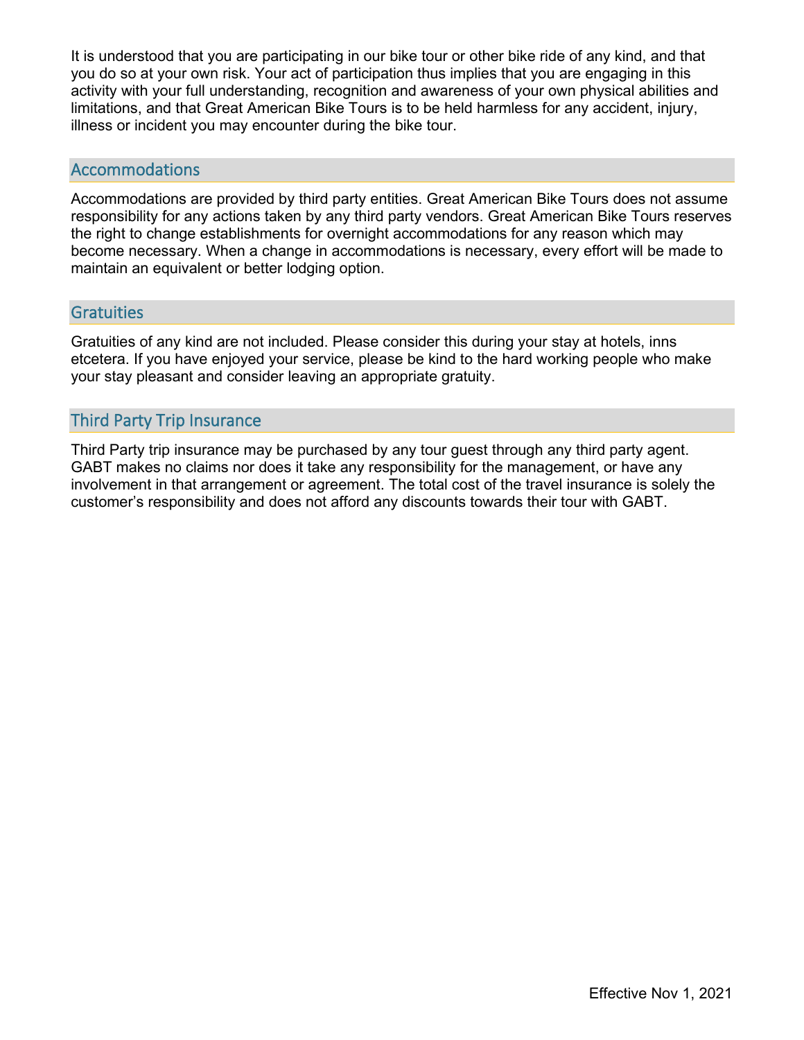It is understood that you are participating in our bike tour or other bike ride of any kind, and that you do so at your own risk. Your act of participation thus implies that you are engaging in this activity with your full understanding, recognition and awareness of your own physical abilities and limitations, and that Great American Bike Tours is to be held harmless for any accident, injury, illness or incident you may encounter during the bike tour.

## Accommodations

Accommodations are provided by third party entities. Great American Bike Tours does not assume responsibility for any actions taken by any third party vendors. Great American Bike Tours reserves the right to change establishments for overnight accommodations for any reason which may become necessary. When a change in accommodations is necessary, every effort will be made to maintain an equivalent or better lodging option.

## Gratuities

Gratuities of any kind are not included. Please consider this during your stay at hotels, inns etcetera. If you have enjoyed your service, please be kind to the hard working people who make your stay pleasant and consider leaving an appropriate gratuity.

## Third Party Trip Insurance

Third Party trip insurance may be purchased by any tour guest through any third party agent. GABT makes no claims nor does it take any responsibility for the management, or have any involvement in that arrangement or agreement. The total cost of the travel insurance is solely the customer's responsibility and does not afford any discounts towards their tour with GABT.

Effective Nov 1, 2021